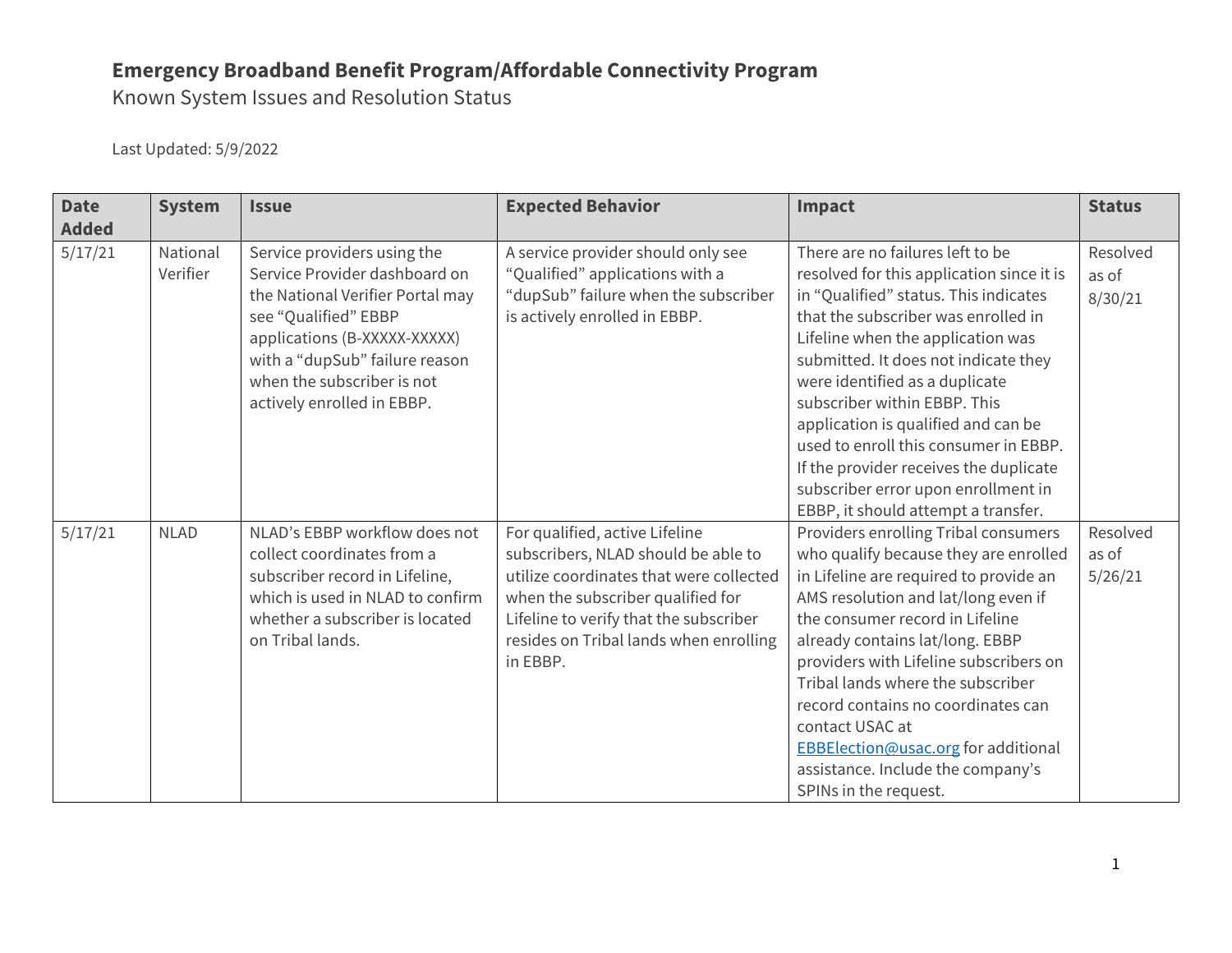# Emergency Broadband Benefit Program/Affordable Connectivity Program

Known System Issues and Resolution Status

Last Updated: 5/9/2022

| Date Added | System | Issue | Expected Behavior | Impact | Status |
|---|---|---|---|---|---|
| 5/17/21 | National Verifier | Service providers using the Service Provider dashboard on the National Verifier Portal may see "Qualified" EBBP applications (B-XXXXX-XXXXX) with a "dupSub" failure reason when the subscriber is not actively enrolled in EBBP. | A service provider should only see "Qualified" applications with a "dupSub" failure when the subscriber is actively enrolled in EBBP. | There are no failures left to be resolved for this application since it is in "Qualified" status. This indicates that the subscriber was enrolled in Lifeline when the application was submitted. It does not indicate they were identified as a duplicate subscriber within EBBP. This application is qualified and can be used to enroll this consumer in EBBP. If the provider receives the duplicate subscriber error upon enrollment in EBBP, it should attempt a transfer. | Resolved as of 8/30/21 |
| 5/17/21 | NLAD | NLAD's EBBP workflow does not collect coordinates from a subscriber record in Lifeline, which is used in NLAD to confirm whether a subscriber is located on Tribal lands. | For qualified, active Lifeline subscribers, NLAD should be able to utilize coordinates that were collected when the subscriber qualified for Lifeline to verify that the subscriber resides on Tribal lands when enrolling in EBBP. | Providers enrolling Tribal consumers who qualify because they are enrolled in Lifeline are required to provide an AMS resolution and lat/long even if the consumer record in Lifeline already contains lat/long. EBBP providers with Lifeline subscribers on Tribal lands where the subscriber record contains no coordinates can contact USAC at [EBBElection@usac.org](mailto:EBBElection@usac.org) for additional assistance. Include the company's SPINs in the request. | Resolved as of 5/26/21 |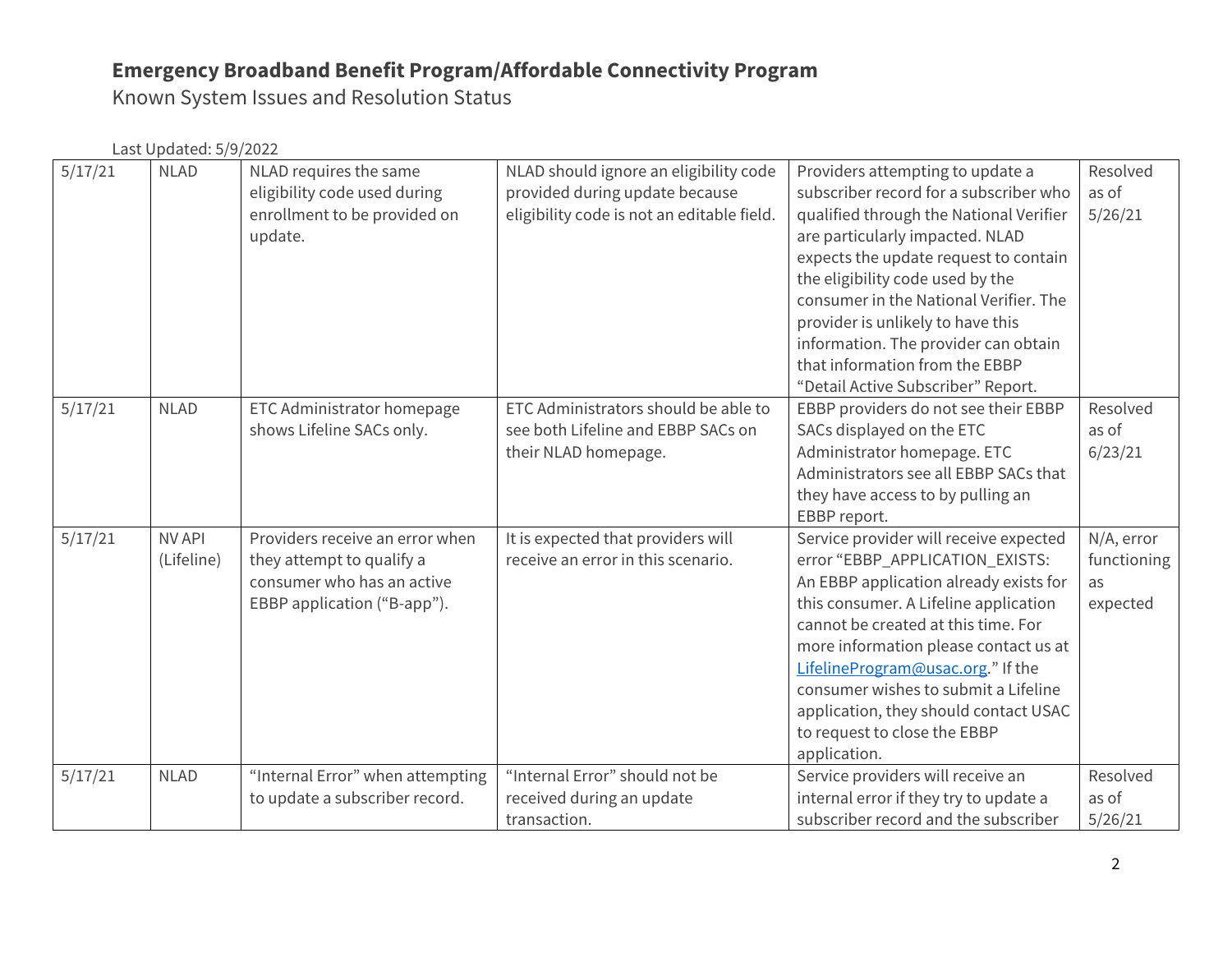# Emergency Broadband Benefit Program/Affordable Connectivity Program

Known System Issues and Resolution Status

Last Updated: 5/9/2022

| | | | | | |
|---|---|---|---|---|---|
| 5/17/21 | NLAD | NLAD requires the same eligibility code used during enrollment to be provided on update. | NLAD should ignore an eligibility code provided during update because eligibility code is not an editable field. | Providers attempting to update a subscriber record for a subscriber who qualified through the National Verifier are particularly impacted. NLAD expects the update request to contain the eligibility code used by the consumer in the National Verifier. The provider is unlikely to have this information. The provider can obtain that information from the EBBP "Detail Active Subscriber" Report. | Resolved as of 5/26/21 |
| 5/17/21 | NLAD | ETC Administrator homepage shows Lifeline SACs only. | ETC Administrators should be able to see both Lifeline and EBBP SACs on their NLAD homepage. | EBBP providers do not see their EBBP SACs displayed on the ETC Administrator homepage. ETC Administrators see all EBBP SACs that they have access to by pulling an EBBP report. | Resolved as of 6/23/21 |
| 5/17/21 | NV API (Lifeline) | Providers receive an error when they attempt to qualify a consumer who has an active EBBP application ("B-app"). | It is expected that providers will receive an error in this scenario. | Service provider will receive expected error "EBBP_APPLICATION_EXISTS: An EBBP application already exists for this consumer. A Lifeline application cannot be created at this time. For more information please contact us at [LifelineProgram@usac.org](mailto:LifelineProgram@usac.org)." If the consumer wishes to submit a Lifeline application, they should contact USAC to request to close the EBBP application. | N/A, error functioning as expected |
| 5/17/21 | NLAD | "Internal Error" when attempting to update a subscriber record. | "Internal Error" should not be received during an update transaction. | Service providers will receive an internal error if they try to update a subscriber record and the subscriber | Resolved as of 5/26/21 |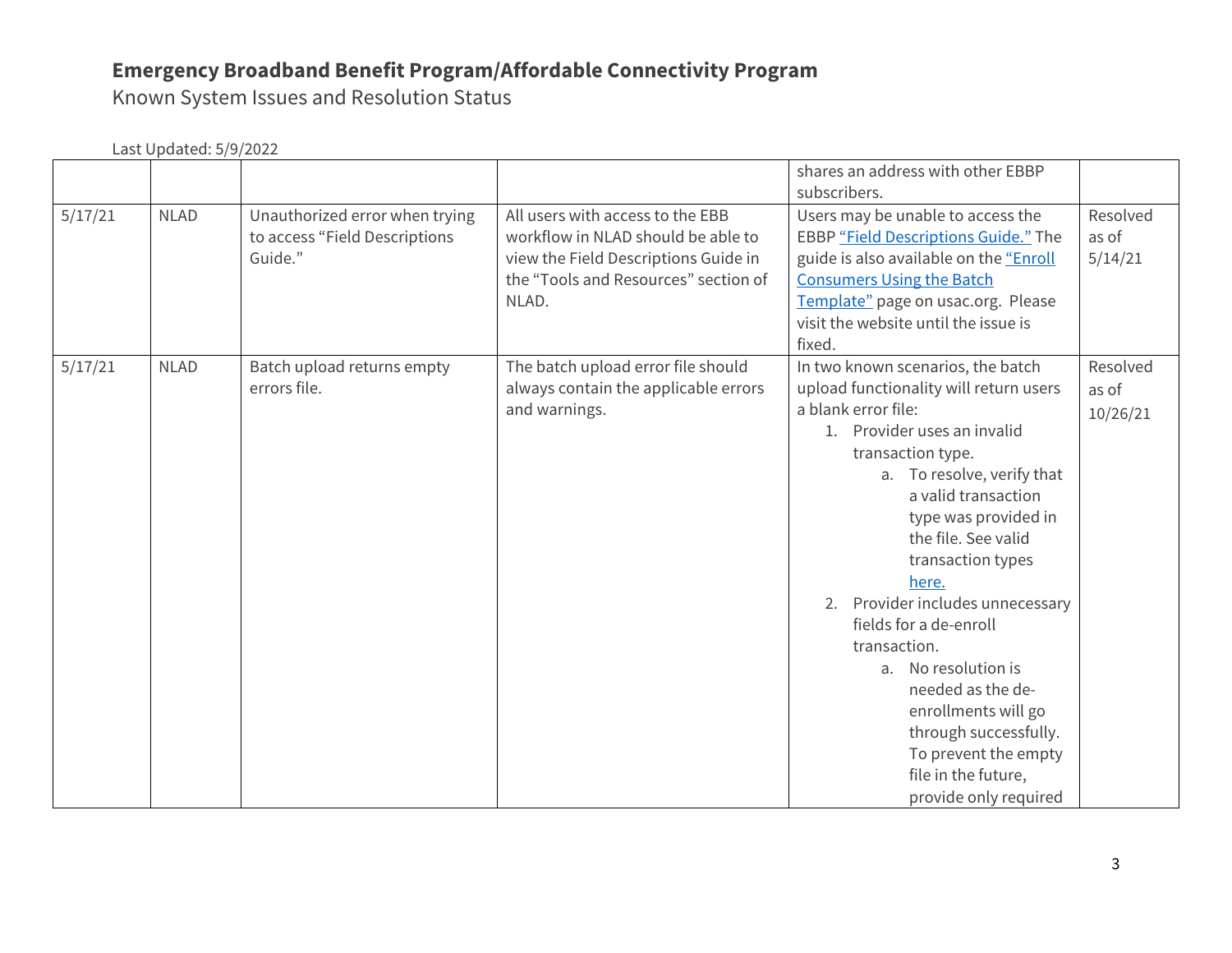# Emergency Broadband Benefit Program/Affordable Connectivity Program

Known System Issues and Resolution Status

Last Updated: 5/9/2022

| | | | | | |
|---|---|---|---|---|---|
| | | | | shares an address with other EBBP subscribers. | |
| 5/17/21 | NLAD | Unauthorized error when trying to access "Field Descriptions Guide." | All users with access to the EBB workflow in NLAD should be able to view the Field Descriptions Guide in the "Tools and Resources" section of NLAD. | Users may be unable to access the EBBP "Field Descriptions Guide." The guide is also available on the "Enroll Consumers Using the Batch Template" page on usac.org. Please visit the website until the issue is fixed. | Resolved as of 5/14/21 |
| 5/17/21 | NLAD | Batch upload returns empty errors file. | The batch upload error file should always contain the applicable errors and warnings. | In two known scenarios, the batch upload functionality will return users a blank error file:<br>1. Provider uses an invalid transaction type.<br>&nbsp;&nbsp;&nbsp;a. To resolve, verify that a valid transaction type was provided in the file. See valid transaction types here.<br>2. Provider includes unnecessary fields for a de-enroll transaction.<br>&nbsp;&nbsp;&nbsp;a. No resolution is needed as the de-enrollments will go through successfully. To prevent the empty file in the future, provide only required | Resolved as of 10/26/21 |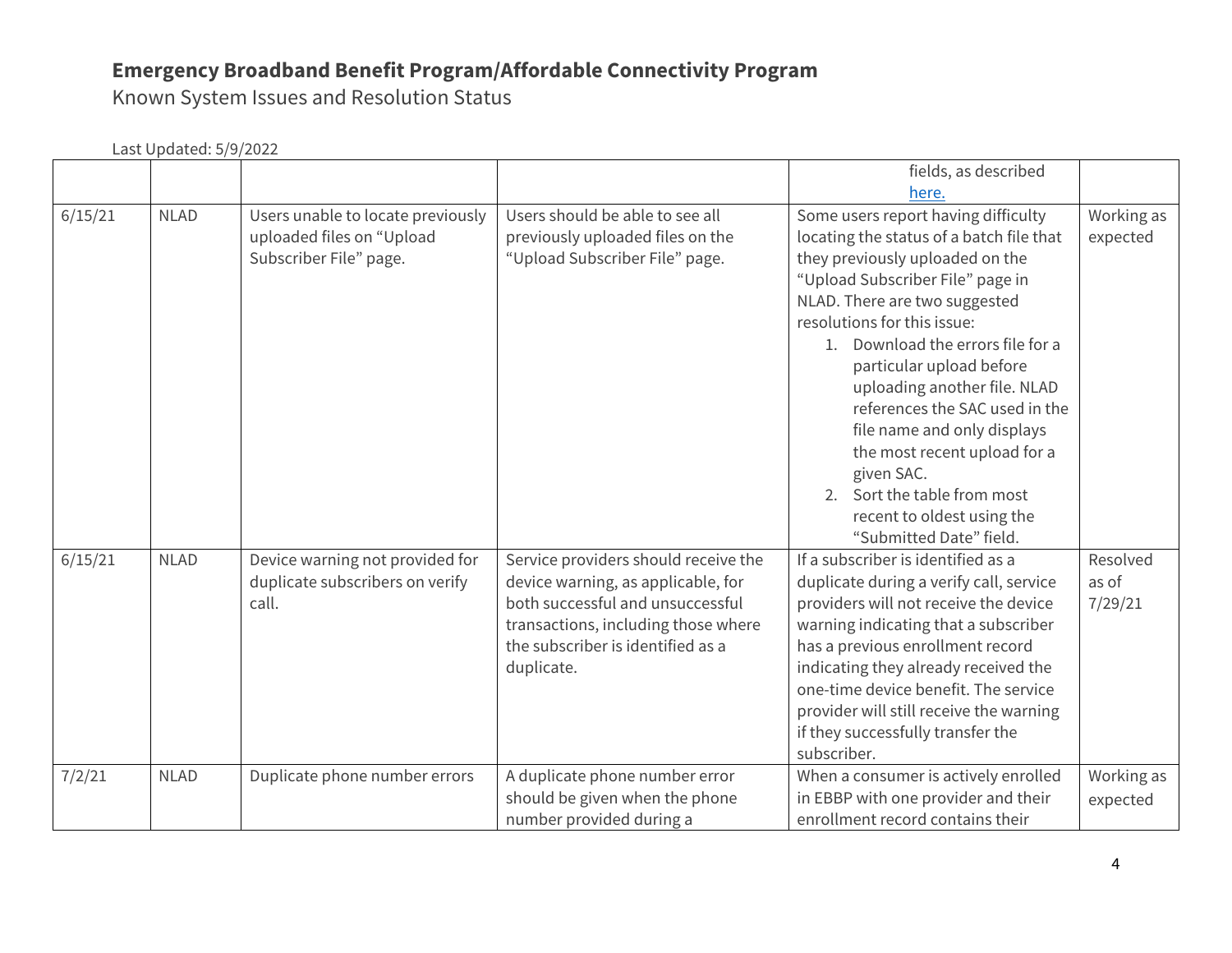# Emergency Broadband Benefit Program/Affordable Connectivity Program

Known System Issues and Resolution Status

Last Updated: 5/9/2022

| | | | | | |
|---|---|---|---|---|---|
| | | | | fields, as described here. | |
| 6/15/21 | NLAD | Users unable to locate previously uploaded files on "Upload Subscriber File" page. | Users should be able to see all previously uploaded files on the "Upload Subscriber File" page. | Some users report having difficulty locating the status of a batch file that they previously uploaded on the "Upload Subscriber File" page in NLAD. There are two suggested resolutions for this issue:<br>1. Download the errors file for a particular upload before uploading another file. NLAD references the SAC used in the file name and only displays the most recent upload for a given SAC.<br>2. Sort the table from most recent to oldest using the "Submitted Date" field. | Working as expected |
| 6/15/21 | NLAD | Device warning not provided for duplicate subscribers on verify call. | Service providers should receive the device warning, as applicable, for both successful and unsuccessful transactions, including those where the subscriber is identified as a duplicate. | If a subscriber is identified as a duplicate during a verify call, service providers will not receive the device warning indicating that a subscriber has a previous enrollment record indicating they already received the one-time device benefit. The service provider will still receive the warning if they successfully transfer the subscriber. | Resolved as of 7/29/21 |
| 7/2/21 | NLAD | Duplicate phone number errors | A duplicate phone number error should be given when the phone number provided during a | When a consumer is actively enrolled in EBBP with one provider and their enrollment record contains their | Working as expected |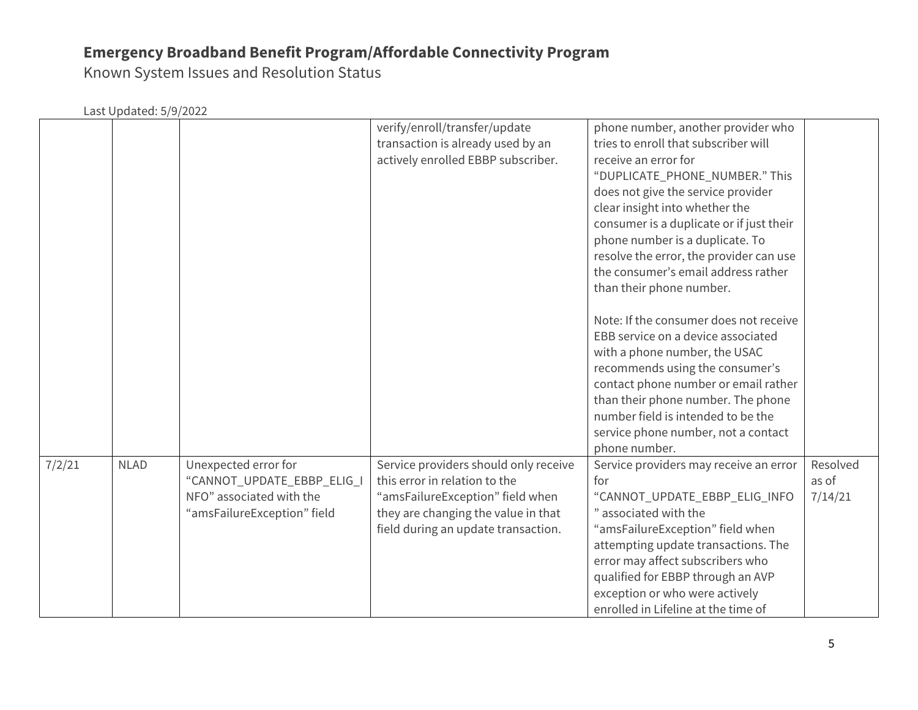# Emergency Broadband Benefit Program/Affordable Connectivity Program

Known System Issues and Resolution Status

Last Updated: 5/9/2022

| | | | | | |
|---|---|---|---|---|---|
| | | | verify/enroll/transfer/update transaction is already used by an actively enrolled EBBP subscriber. | phone number, another provider who tries to enroll that subscriber will receive an error for "DUPLICATE_PHONE_NUMBER." This does not give the service provider clear insight into whether the consumer is a duplicate or if just their phone number is a duplicate. To resolve the error, the provider can use the consumer's email address rather than their phone number.<br><br>Note: If the consumer does not receive EBB service on a device associated with a phone number, the USAC recommends using the consumer's contact phone number or email rather than their phone number. The phone number field is intended to be the service phone number, not a contact phone number. | |
| 7/2/21 | NLAD | Unexpected error for "CANNOT_UPDATE_EBBP_ELIG_INFO" associated with the "amsFailureException" field | Service providers should only receive this error in relation to the "amsFailureException" field when they are changing the value in that field during an update transaction. | Service providers may receive an error for "CANNOT_UPDATE_EBBP_ELIG_INFO" associated with the "amsFailureException" field when attempting update transactions. The error may affect subscribers who qualified for EBBP through an AVP exception or who were actively enrolled in Lifeline at the time of | Resolved as of 7/14/21 |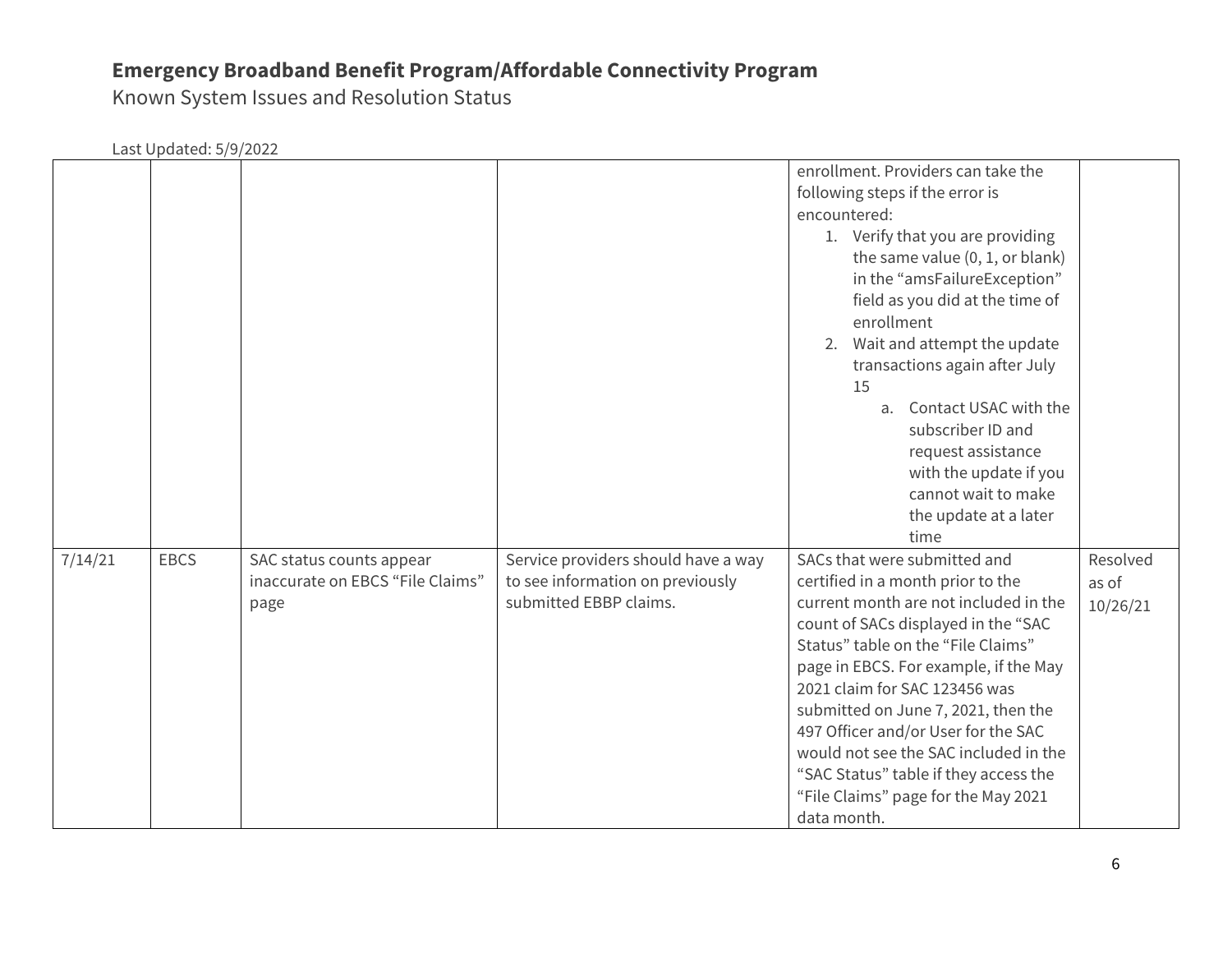# Emergency Broadband Benefit Program/Affordable Connectivity Program

Known System Issues and Resolution Status

Last Updated: 5/9/2022

| | | | | | |
|---|---|---|---|---|---|
| | | | | enrollment. Providers can take the following steps if the error is encountered:<br>1. Verify that you are providing the same value (0, 1, or blank) in the "amsFailureException" field as you did at the time of enrollment<br>2. Wait and attempt the update transactions again after July 15<br>a. Contact USAC with the subscriber ID and request assistance with the update if you cannot wait to make the update at a later time | |
| 7/14/21 | EBCS | SAC status counts appear inaccurate on EBCS "File Claims" page | Service providers should have a way to see information on previously submitted EBBP claims. | SACs that were submitted and certified in a month prior to the current month are not included in the count of SACs displayed in the "SAC Status" table on the "File Claims" page in EBCS. For example, if the May 2021 claim for SAC 123456 was submitted on June 7, 2021, then the 497 Officer and/or User for the SAC would not see the SAC included in the "SAC Status" table if they access the "File Claims" page for the May 2021 data month. | Resolved as of 10/26/21 |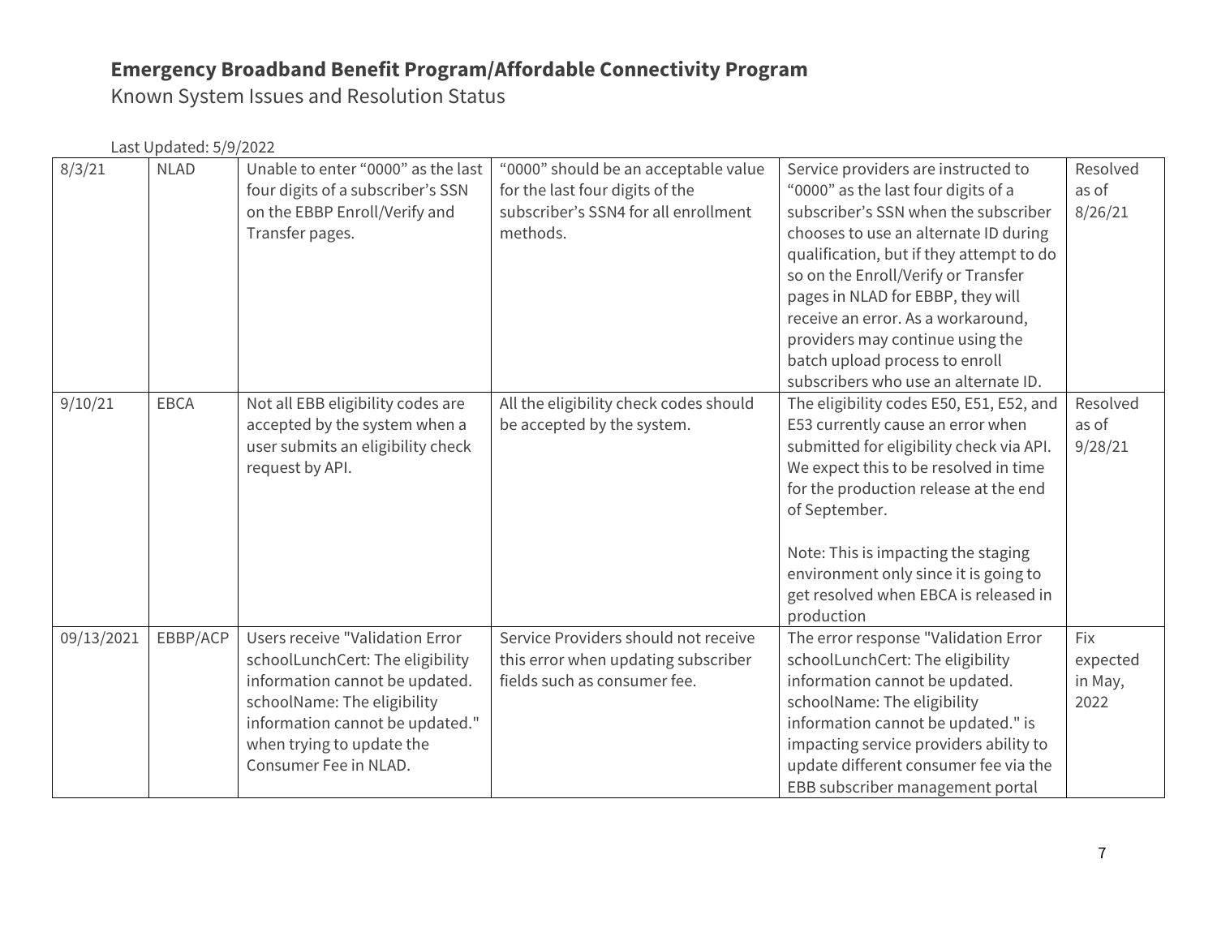# Emergency Broadband Benefit Program/Affordable Connectivity Program

Known System Issues and Resolution Status

Last Updated: 5/9/2022

| | | | | | |
|---|---|---|---|---|---|
| 8/3/21 | NLAD | Unable to enter "0000" as the last four digits of a subscriber's SSN on the EBBP Enroll/Verify and Transfer pages. | "0000" should be an acceptable value for the last four digits of the subscriber's SSN4 for all enrollment methods. | Service providers are instructed to "0000" as the last four digits of a subscriber's SSN when the subscriber chooses to use an alternate ID during qualification, but if they attempt to do so on the Enroll/Verify or Transfer pages in NLAD for EBBP, they will receive an error. As a workaround, providers may continue using the batch upload process to enroll subscribers who use an alternate ID. | Resolved as of 8/26/21 |
| 9/10/21 | EBCA | Not all EBB eligibility codes are accepted by the system when a user submits an eligibility check request by API. | All the eligibility check codes should be accepted by the system. | The eligibility codes E50, E51, E52, and E53 currently cause an error when submitted for eligibility check via API. We expect this to be resolved in time for the production release at the end of September.<br><br>Note: This is impacting the staging environment only since it is going to get resolved when EBCA is released in production | Resolved as of 9/28/21 |
| 09/13/2021 | EBBP/ACP | Users receive "Validation Error schoolLunchCert: The eligibility information cannot be updated. schoolName: The eligibility information cannot be updated." when trying to update the Consumer Fee in NLAD. | Service Providers should not receive this error when updating subscriber fields such as consumer fee. | The error response "Validation Error schoolLunchCert: The eligibility information cannot be updated. schoolName: The eligibility information cannot be updated." is impacting service providers ability to update different consumer fee via the EBB subscriber management portal | Fix expected in May, 2022 |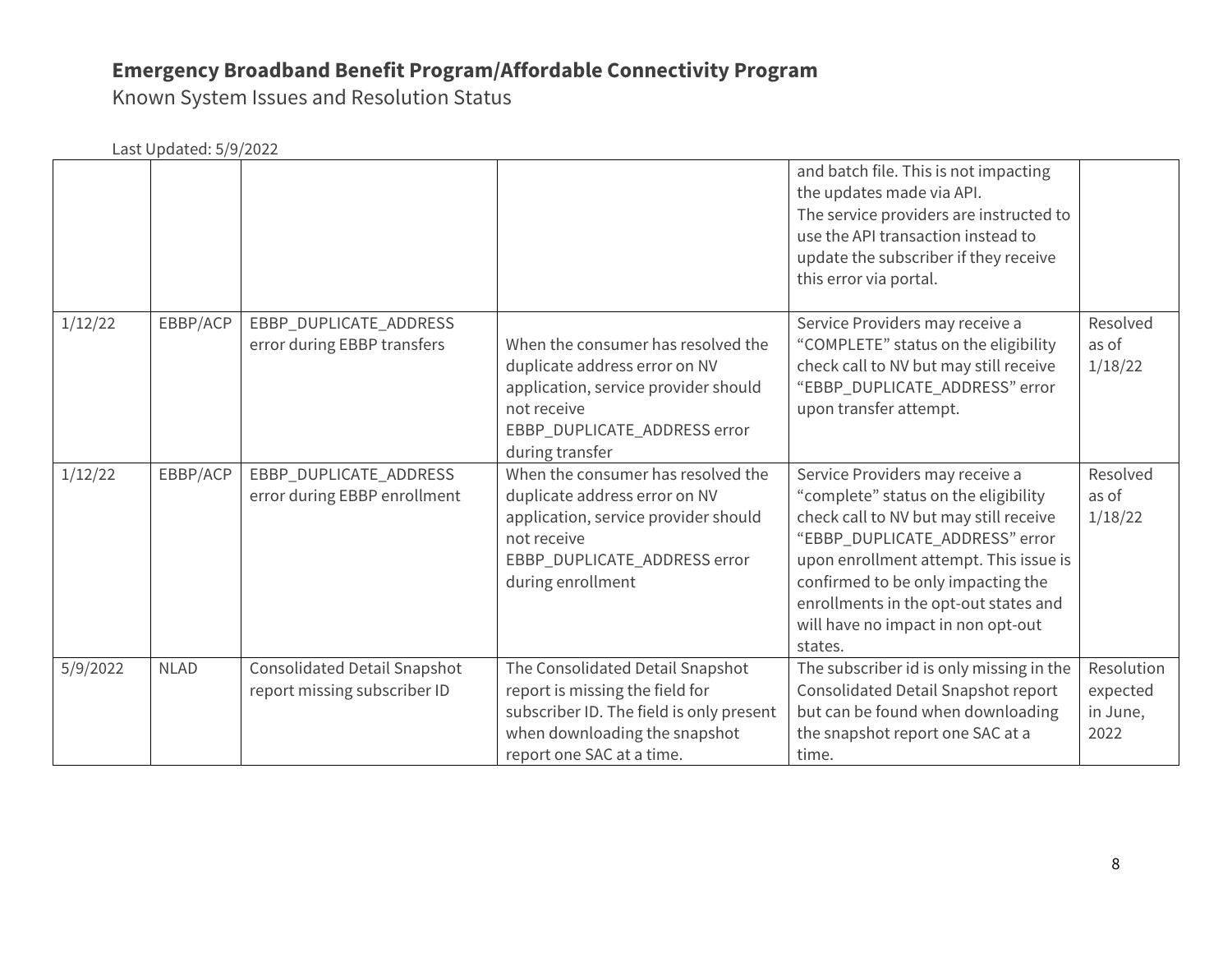**Emergency Broadband Benefit Program/Affordable Connectivity Program**

Known System Issues and Resolution Status

Last Updated: 5/9/2022

| | | | | | |
|---|---|---|---|---|---|
| | | | | and batch file. This is not impacting the updates made via API. The service providers are instructed to use the API transaction instead to update the subscriber if they receive this error via portal. | |
| 1/12/22 | EBBP/ACP | EBBP_DUPLICATE_ADDRESS error during EBBP transfers | When the consumer has resolved the duplicate address error on NV application, service provider should not receive EBBP_DUPLICATE_ADDRESS error during transfer | Service Providers may receive a "COMPLETE" status on the eligibility check call to NV but may still receive "EBBP_DUPLICATE_ADDRESS" error upon transfer attempt. | Resolved as of 1/18/22 |
| 1/12/22 | EBBP/ACP | EBBP_DUPLICATE_ADDRESS error during EBBP enrollment | When the consumer has resolved the duplicate address error on NV application, service provider should not receive EBBP_DUPLICATE_ADDRESS error during enrollment | Service Providers may receive a "complete" status on the eligibility check call to NV but may still receive "EBBP_DUPLICATE_ADDRESS" error upon enrollment attempt. This issue is confirmed to be only impacting the enrollments in the opt-out states and will have no impact in non opt-out states. | Resolved as of 1/18/22 |
| 5/9/2022 | NLAD | Consolidated Detail Snapshot report missing subscriber ID | The Consolidated Detail Snapshot report is missing the field for subscriber ID. The field is only present when downloading the snapshot report one SAC at a time. | The subscriber id is only missing in the Consolidated Detail Snapshot report but can be found when downloading the snapshot report one SAC at a time. | Resolution expected in June, 2022 |